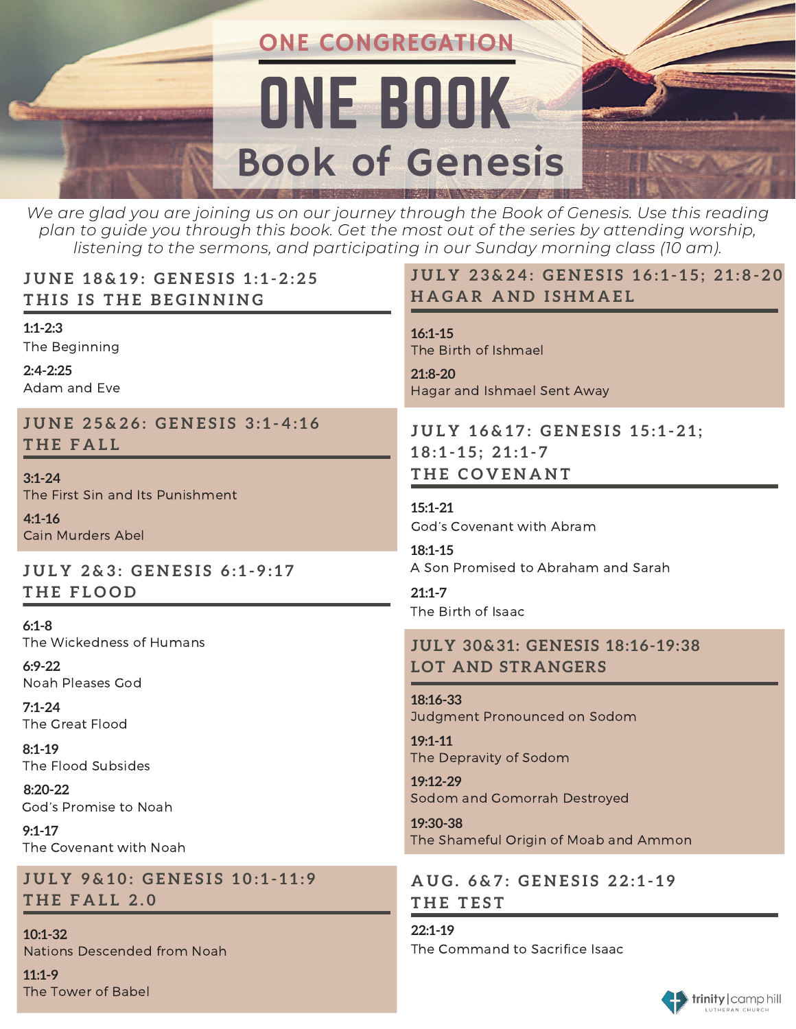ONE CONGREGATION

# ONE BOOK

## Book of Genesis

*We are glad you are joining us on our journey through the Book of Genesis. Use this reading plan to guide you through this book. Get the most out of the series by attending worship, listening to the sermons, and participating in our Sunday morning class (10 am).*

### JUNE 18&19: GENESIS 1:1-2:25
### THIS IS THE BEGINNING

**1:1-2:3**
The Beginning

**2:4-2:25**
Adam and Eve

### JUNE 25&26: GENESIS 3:1-4:16
### THE FALL

**3:1-24**
The First Sin and Its Punishment

**4:1-16**
Cain Murders Abel

### JULY 2&3: GENESIS 6:1-9:17
### THE FLOOD

**6:1-8**
The Wickedness of Humans

**6:9-22**
Noah Pleases God

**7:1-24**
The Great Flood

**8:1-19**
The Flood Subsides

**8:20-22**
God's Promise to Noah

**9:1-17**
The Covenant with Noah

### JULY 9&10: GENESIS 10:1-11:9
### THE FALL 2.0

**10:1-32**
Nations Descended from Noah

**11:1-9**
The Tower of Babel

### JULY 23&24: GENESIS 16:1-15; 21:8-20
### HAGAR AND ISHMAEL

**16:1-15**
The Birth of Ishmael

**21:8-20**
Hagar and Ishmael Sent Away

### JULY 16&17: GENESIS 15:1-21; 18:1-15; 21:1-7
### THE COVENANT

**15:1-21**
God's Covenant with Abram

**18:1-15**
A Son Promised to Abraham and Sarah

**21:1-7**
The Birth of Isaac

### JULY 30&31: GENESIS 18:16-19:38
### LOT AND STRANGERS

**18:16-33**
Judgment Pronounced on Sodom

**19:1-11**
The Depravity of Sodom

**19:12-29**
Sodom and Gomorrah Destroyed

**19:30-38**
The Shameful Origin of Moab and Ammon

### AUG. 6&7: GENESIS 22:1-19
### THE TEST

**22:1-19**
The Command to Sacrifice Isaac

trinity | camp hill
LUTHERAN CHURCH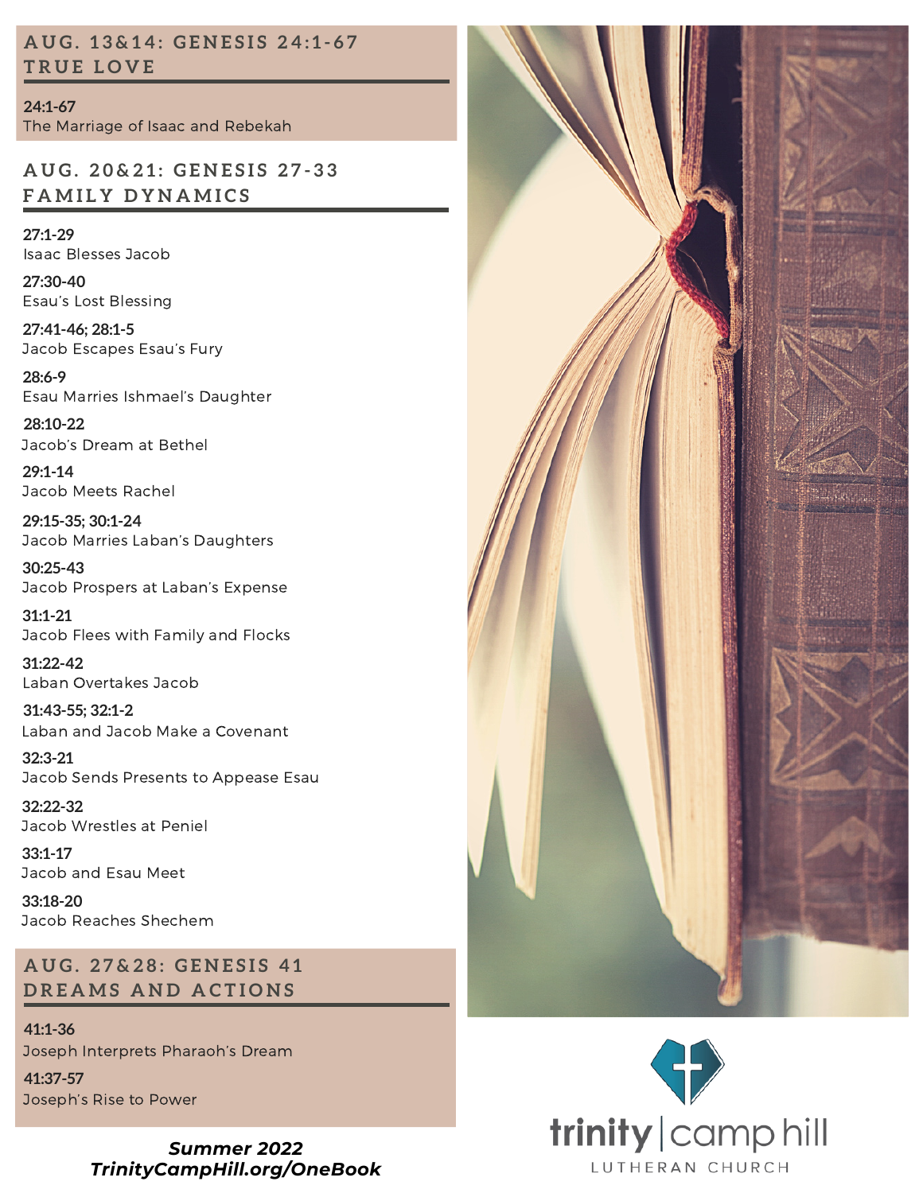## AUG. 13&14: GENESIS 24:1-67
## TRUE LOVE

**24:1-67**
The Marriage of Isaac and Rebekah

## AUG. 20&21: GENESIS 27-33
## FAMILY DYNAMICS

**27:1-29**
Isaac Blesses Jacob

**27:30-40**
Esau's Lost Blessing

**27:41-46; 28:1-5**
Jacob Escapes Esau's Fury

**28:6-9**
Esau Marries Ishmael's Daughter

**28:10-22**
Jacob's Dream at Bethel

**29:1-14**
Jacob Meets Rachel

**29:15-35; 30:1-24**
Jacob Marries Laban's Daughters

**30:25-43**
Jacob Prospers at Laban's Expense

**31:1-21**
Jacob Flees with Family and Flocks

**31:22-42**
Laban Overtakes Jacob

**31:43-55; 32:1-2**
Laban and Jacob Make a Covenant

**32:3-21**
Jacob Sends Presents to Appease Esau

**32:22-32**
Jacob Wrestles at Peniel

**33:1-17**
Jacob and Esau Meet

**33:18-20**
Jacob Reaches Shechem

## AUG. 27&28: GENESIS 41
## DREAMS AND ACTIONS

**41:1-36**
Joseph Interprets Pharaoh's Dream

**41:37-57**
Joseph's Rise to Power

***Summer 2022***
***TrinityCampHill.org/OneBook***

trinity | camp hill
LUTHERAN CHURCH